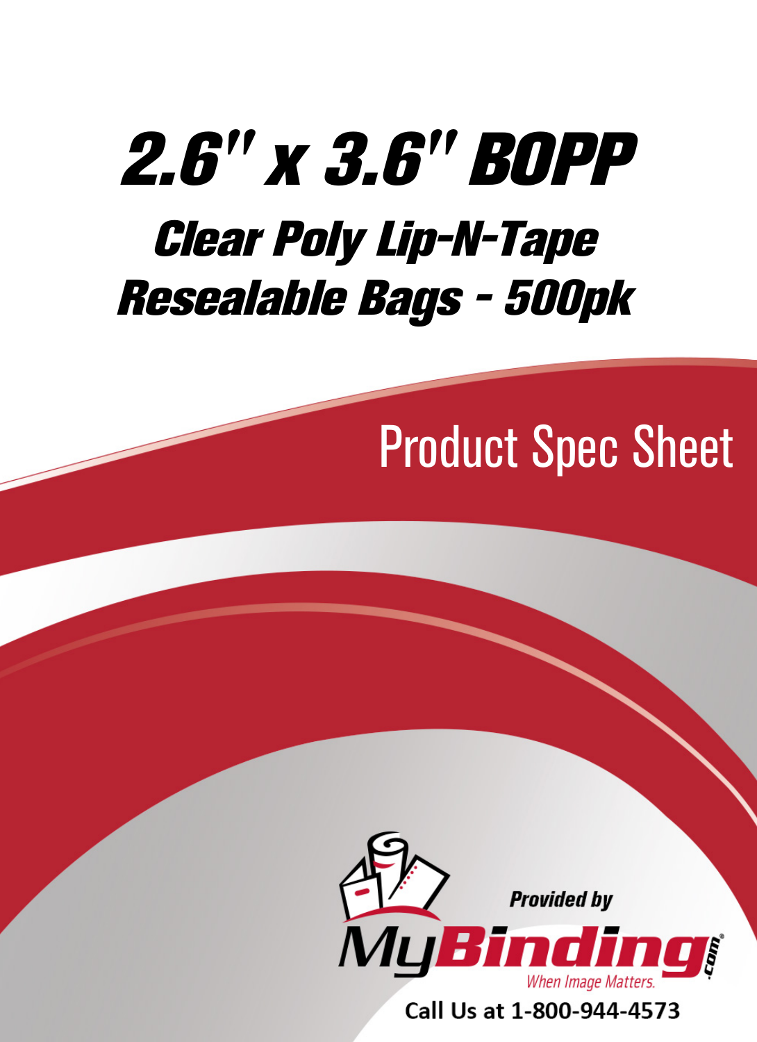# 2.6" x 3.6" BOPP

## Clear Poly Lip-N-Tape Resealable Bags - 500pk

Product Spec Sheet

Provided by

MyBinding.com

When Image Matters.

Call Us at 1-800-944-4573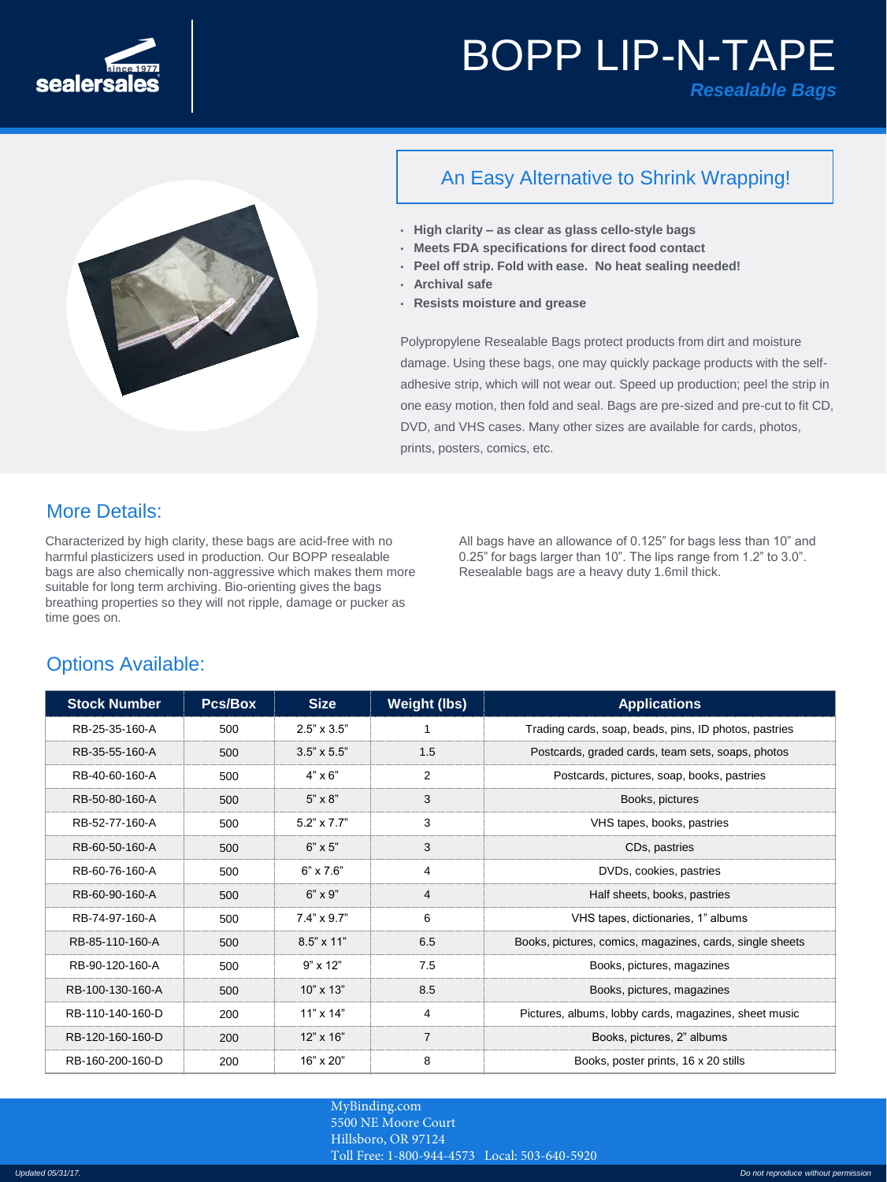# BOPP LIP-N-TAPE

***Resealable Bags***

## An Easy Alternative to Shrink Wrapping!

- **High clarity – as clear as glass cello-style bags**
- **Meets FDA specifications for direct food contact**
- **Peel off strip. Fold with ease. No heat sealing needed!**
- **Archival safe**
- **Resists moisture and grease**

Polypropylene Resealable Bags protect products from dirt and moisture damage. Using these bags, one may quickly package products with the self-adhesive strip, which will not wear out. Speed up production; peel the strip in one easy motion, then fold and seal. Bags are pre-sized and pre-cut to fit CD, DVD, and VHS cases. Many other sizes are available for cards, photos, prints, posters, comics, etc.

## More Details:

Characterized by high clarity, these bags are acid-free with no harmful plasticizers used in production. Our BOPP resealable bags are also chemically non-aggressive which makes them more suitable for long term archiving. Bio-orienting gives the bags breathing properties so they will not ripple, damage or pucker as time goes on.

All bags have an allowance of 0.125" for bags less than 10" and 0.25" for bags larger than 10". The lips range from 1.2" to 3.0". Resealable bags are a heavy duty 1.6mil thick.

## Options Available:

| Stock Number | Pcs/Box | Size | Weight (lbs) | Applications |
|---|---|---|---|---|
| RB-25-35-160-A | 500 | 2.5" x 3.5" | 1 | Trading cards, soap, beads, pins, ID photos, pastries |
| RB-35-55-160-A | 500 | 3.5" x 5.5" | 1.5 | Postcards, graded cards, team sets, soaps, photos |
| RB-40-60-160-A | 500 | 4" x 6" | 2 | Postcards, pictures, soap, books, pastries |
| RB-50-80-160-A | 500 | 5" x 8" | 3 | Books, pictures |
| RB-52-77-160-A | 500 | 5.2" x 7.7" | 3 | VHS tapes, books, pastries |
| RB-60-50-160-A | 500 | 6" x 5" | 3 | CDs, pastries |
| RB-60-76-160-A | 500 | 6" x 7.6" | 4 | DVDs, cookies, pastries |
| RB-60-90-160-A | 500 | 6" x 9" | 4 | Half sheets, books, pastries |
| RB-74-97-160-A | 500 | 7.4" x 9.7" | 6 | VHS tapes, dictionaries, 1" albums |
| RB-85-110-160-A | 500 | 8.5" x 11" | 6.5 | Books, pictures, comics, magazines, cards, single sheets |
| RB-90-120-160-A | 500 | 9" x 12" | 7.5 | Books, pictures, magazines |
| RB-100-130-160-A | 500 | 10" x 13" | 8.5 | Books, pictures, magazines |
| RB-110-140-160-D | 200 | 11" x 14" | 4 | Pictures, albums, lobby cards, magazines, sheet music |
| RB-120-160-160-D | 200 | 12" x 16" | 7 | Books, pictures, 2" albums |
| RB-160-200-160-D | 200 | 16" x 20" | 8 | Books, poster prints, 16 x 20 stills |

MyBinding.com
5500 NE Moore Court
Hillsboro, OR 97124
Toll Free: 1-800-944-4573 Local: 503-640-5920

*Updated 05/31/17.*

*Do not reproduce without permission*